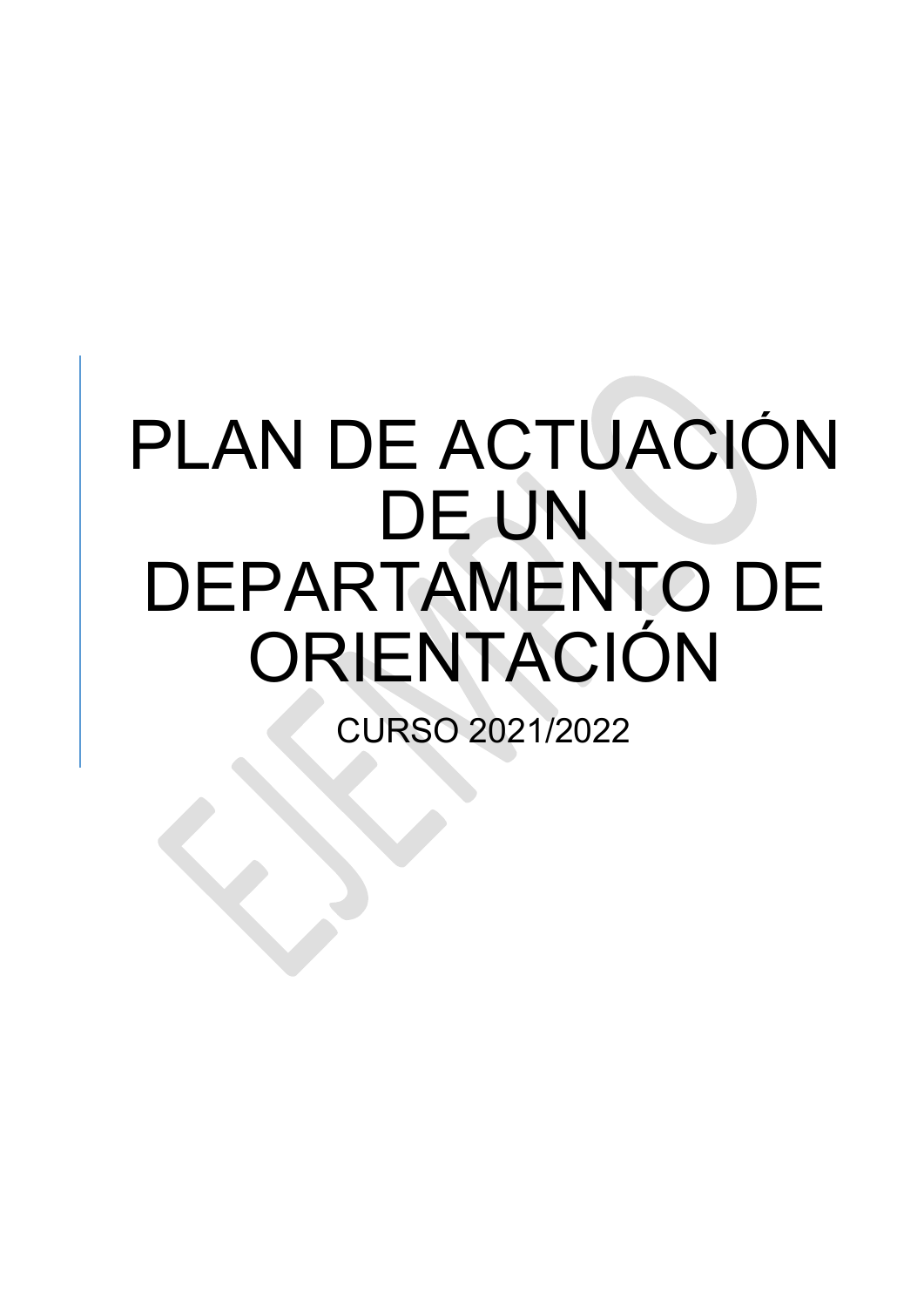# PLAN DE ACTUACIÓN DE UN DEPARTAMENTO DE ORIENTACIÓN

CURSO 2021/2022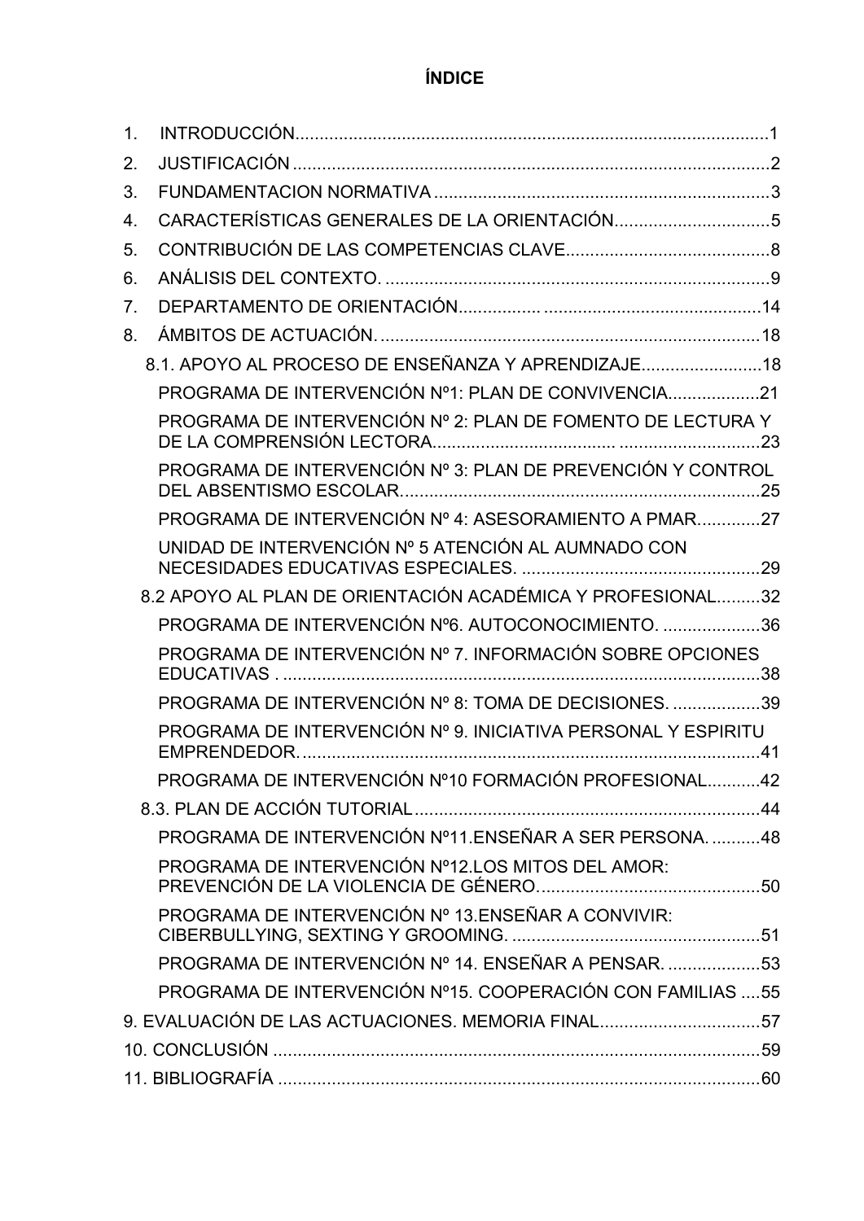# ÍNDICE

1. INTRODUCCIÓN....................................................................................................1
2. JUSTIFICACIÓN ..................................................................................................2
3. FUNDAMENTACION NORMATIVA .....................................................................3
4. CARACTERÍSTICAS GENERALES DE LA ORIENTACIÓN................................5
5. CONTRIBUCIÓN DE LAS COMPETENCIAS CLAVE..........................................8
6. ANÁLISIS DEL CONTEXTO. ...............................................................................9
7. DEPARTAMENTO DE ORIENTACIÓN................ ............................................14
8. ÁMBITOS DE ACTUACIÓN. ..............................................................................18

   8.1. APOYO AL PROCESO DE ENSEÑANZA Y APRENDIZAJE.........................18

      PROGRAMA DE INTERVENCIÓN Nº1: PLAN DE CONVIVENCIA...................21

      PROGRAMA DE INTERVENCIÓN Nº 2: PLAN DE FOMENTO DE LECTURA Y DE LA COMPRENSIÓN LECTORA.................................... ............................23

      PROGRAMA DE INTERVENCIÓN Nº 3: PLAN DE PREVENCIÓN Y CONTROL DEL ABSENTISMO ESCOLAR..........................................................................25

      PROGRAMA DE INTERVENCIÓN Nº 4: ASESORAMIENTO A PMAR.............27

      UNIDAD DE INTERVENCIÓN Nº 5 ATENCIÓN AL AUMNADO CON NECESIDADES EDUCATIVAS ESPECIALES. .................................................29

   8.2 APOYO AL PLAN DE ORIENTACIÓN ACADÉMICA Y PROFESIONAL.........32

      PROGRAMA DE INTERVENCIÓN Nº6. AUTOCONOCIMIENTO. ....................36

      PROGRAMA DE INTERVENCIÓN Nº 7. INFORMACIÓN SOBRE OPCIONES EDUCATIVAS . ..................................................................................................38

      PROGRAMA DE INTERVENCIÓN Nº 8: TOMA DE DECISIONES. ..................39

      PROGRAMA DE INTERVENCIÓN Nº 9. INICIATIVA PERSONAL Y ESPIRITU EMPRENDEDOR...............................................................................................41

      PROGRAMA DE INTERVENCIÓN Nº10 FORMACIÓN PROFESIONAL...........42

   8.3. PLAN DE ACCIÓN TUTORIAL.......................................................................44

      PROGRAMA DE INTERVENCIÓN Nº11.ENSEÑAR A SER PERSONA. ..........48

      PROGRAMA DE INTERVENCIÓN Nº12.LOS MITOS DEL AMOR: PREVENCIÓN DE LA VIOLENCIA DE GÉNERO.............................................50

      PROGRAMA DE INTERVENCIÓN Nº 13.ENSEÑAR A CONVIVIR: CIBERBULLYING, SEXTING Y GROOMING. ...................................................51

      PROGRAMA DE INTERVENCIÓN Nº 14. ENSEÑAR A PENSAR. ...................53

      PROGRAMA DE INTERVENCIÓN Nº15. COOPERACIÓN CON FAMILIAS ....55

9. EVALUACIÓN DE LAS ACTUACIONES. MEMORIA FINAL.................................57

10. CONCLUSIÓN ....................................................................................................59

11. BIBLIOGRAFÍA ...................................................................................................60